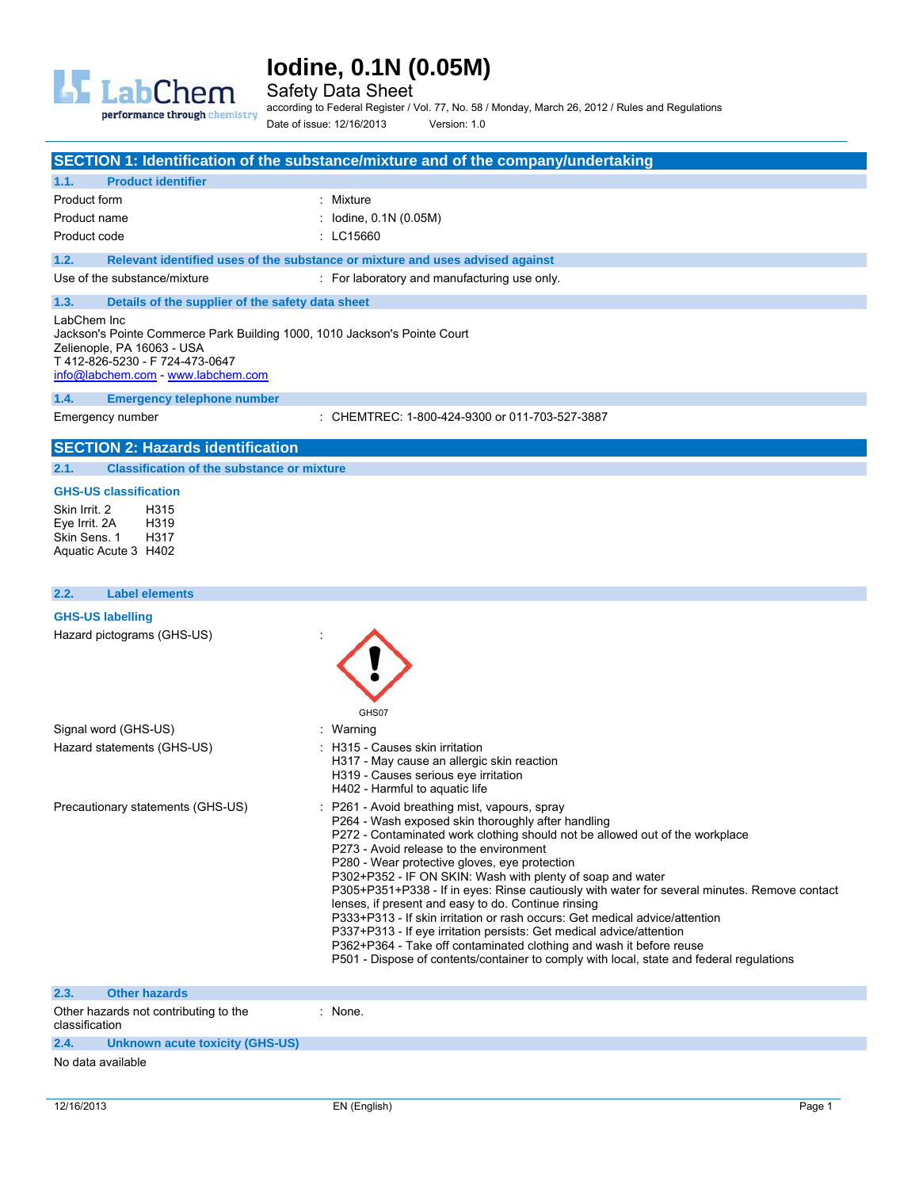# Iodine, 0.1N (0.05M)

Safety Data Sheet

according to Federal Register / Vol. 77, No. 58 / Monday, March 26, 2012 / Rules and Regulations

Date of issue: 12/16/2013 Version: 1.0

## SECTION 1: Identification of the substance/mixture and of the company/undertaking

### 1.1. Product identifier

| | |
|---|---|
| Product form | : Mixture |
| Product name | : Iodine, 0.1N (0.05M) |
| Product code | : LC15660 |

### 1.2. Relevant identified uses of the substance or mixture and uses advised against

| | |
|---|---|
| Use of the substance/mixture | : For laboratory and manufacturing use only. |

### 1.3. Details of the supplier of the safety data sheet

LabChem Inc
Jackson's Pointe Commerce Park Building 1000, 1010 Jackson's Pointe Court
Zelienople, PA 16063 - USA
T 412-826-5230 - F 724-473-0647
info@labchem.com - www.labchem.com

### 1.4. Emergency telephone number

| | |
|---|---|
| Emergency number | : CHEMTREC: 1-800-424-9300 or 011-703-527-3887 |

## SECTION 2: Hazards identification

### 2.1. Classification of the substance or mixture

**GHS-US classification**

| | |
|---|---|
| Skin Irrit. 2 | H315 |
| Eye Irrit. 2A | H319 |
| Skin Sens. 1 | H317 |
| Aquatic Acute 3 | H402 |

### 2.2. Label elements

**GHS-US labelling**

Hazard pictograms (GHS-US) :

GHS07

Signal word (GHS-US) : Warning

Hazard statements (GHS-US) :
- H315 - Causes skin irritation
- H317 - May cause an allergic skin reaction
- H319 - Causes serious eye irritation
- H402 - Harmful to aquatic life

Precautionary statements (GHS-US) :
- P261 - Avoid breathing mist, vapours, spray
- P264 - Wash exposed skin thoroughly after handling
- P272 - Contaminated work clothing should not be allowed out of the workplace
- P273 - Avoid release to the environment
- P280 - Wear protective gloves, eye protection
- P302+P352 - IF ON SKIN: Wash with plenty of soap and water
- P305+P351+P338 - If in eyes: Rinse cautiously with water for several minutes. Remove contact lenses, if present and easy to do. Continue rinsing
- P333+P313 - If skin irritation or rash occurs: Get medical advice/attention
- P337+P313 - If eye irritation persists: Get medical advice/attention
- P362+P364 - Take off contaminated clothing and wash it before reuse
- P501 - Dispose of contents/container to comply with local, state and federal regulations

### 2.3. Other hazards

| | |
|---|---|
| Other hazards not contributing to the classification | : None. |

### 2.4. Unknown acute toxicity (GHS-US)

No data available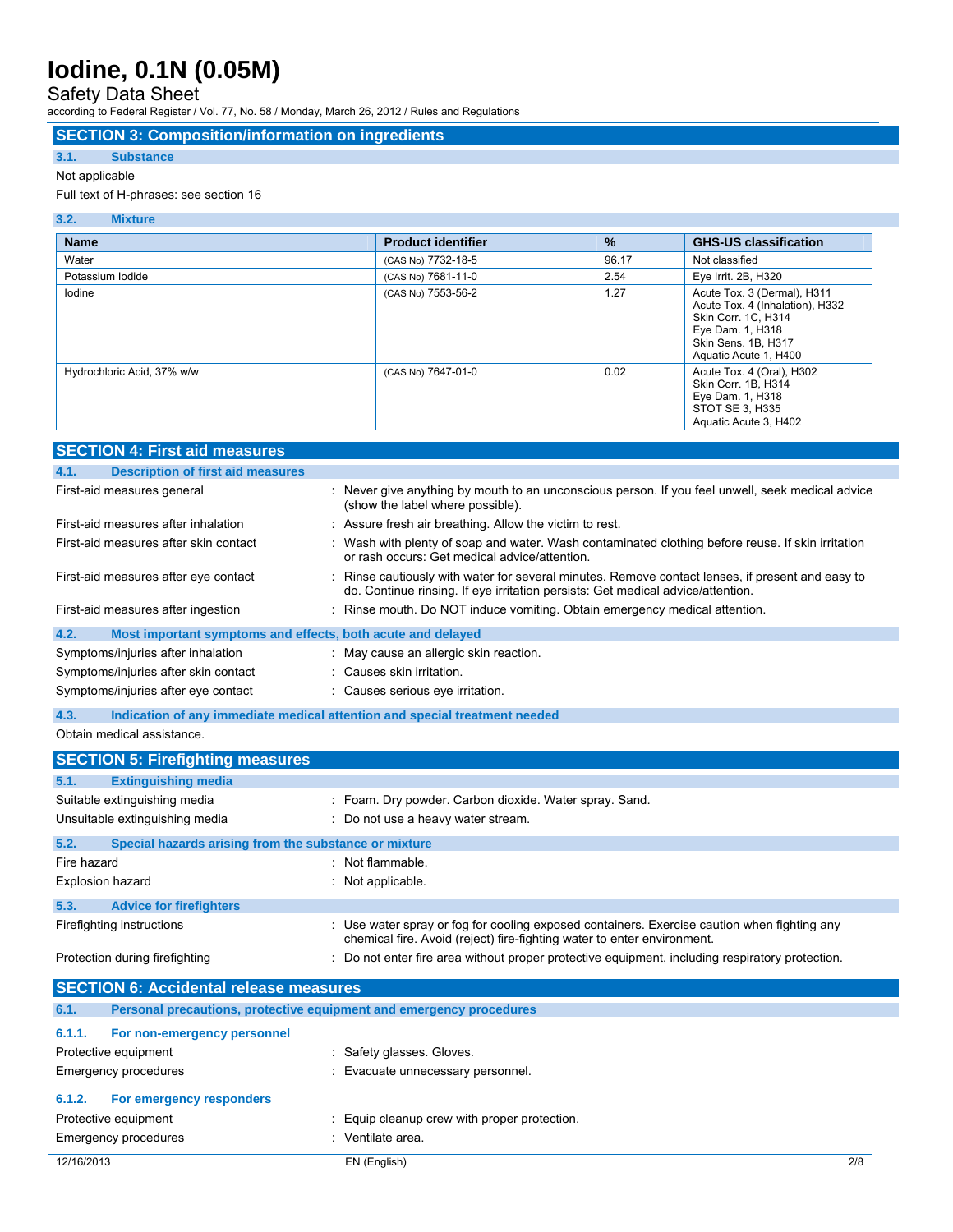## SECTION 3: Composition/information on ingredients

### 3.1. Substance

Not applicable

Full text of H-phrases: see section 16

### 3.2. Mixture

| Name | Product identifier | % | GHS-US classification |
|---|---|---|---|
| Water | (CAS No) 7732-18-5 | 96.17 | Not classified |
| Potassium Iodide | (CAS No) 7681-11-0 | 2.54 | Eye Irrit. 2B, H320 |
| Iodine | (CAS No) 7553-56-2 | 1.27 | Acute Tox. 3 (Dermal), H311<br>Acute Tox. 4 (Inhalation), H332<br>Skin Corr. 1C, H314<br>Eye Dam. 1, H318<br>Skin Sens. 1B, H317<br>Aquatic Acute 1, H400 |
| Hydrochloric Acid, 37% w/w | (CAS No) 7647-01-0 | 0.02 | Acute Tox. 4 (Oral), H302<br>Skin Corr. 1B, H314<br>Eye Dam. 1, H318<br>STOT SE 3, H335<br>Aquatic Acute 3, H402 |

## SECTION 4: First aid measures

### 4.1. Description of first aid measures

First-aid measures general : Never give anything by mouth to an unconscious person. If you feel unwell, seek medical advice (show the label where possible).

First-aid measures after inhalation : Assure fresh air breathing. Allow the victim to rest.

First-aid measures after skin contact : Wash with plenty of soap and water. Wash contaminated clothing before reuse. If skin irritation or rash occurs: Get medical advice/attention.

First-aid measures after eye contact : Rinse cautiously with water for several minutes. Remove contact lenses, if present and easy to do. Continue rinsing. If eye irritation persists: Get medical advice/attention.

First-aid measures after ingestion : Rinse mouth. Do NOT induce vomiting. Obtain emergency medical attention.

### 4.2. Most important symptoms and effects, both acute and delayed

Symptoms/injuries after inhalation : May cause an allergic skin reaction.

Symptoms/injuries after skin contact : Causes skin irritation.

Symptoms/injuries after eye contact : Causes serious eye irritation.

### 4.3. Indication of any immediate medical attention and special treatment needed

Obtain medical assistance.

## SECTION 5: Firefighting measures

### 5.1. Extinguishing media

Suitable extinguishing media : Foam. Dry powder. Carbon dioxide. Water spray. Sand.

Unsuitable extinguishing media : Do not use a heavy water stream.

### 5.2. Special hazards arising from the substance or mixture

Fire hazard : Not flammable.

Explosion hazard : Not applicable.

### 5.3. Advice for firefighters

Firefighting instructions : Use water spray or fog for cooling exposed containers. Exercise caution when fighting any chemical fire. Avoid (reject) fire-fighting water to enter environment.

Protection during firefighting : Do not enter fire area without proper protective equipment, including respiratory protection.

## SECTION 6: Accidental release measures

### 6.1. Personal precautions, protective equipment and emergency procedures

#### 6.1.1. For non-emergency personnel

Protective equipment : Safety glasses. Gloves.

Emergency procedures : Evacuate unnecessary personnel.

#### 6.1.2. For emergency responders

Protective equipment : Equip cleanup crew with proper protection.

Emergency procedures : Ventilate area.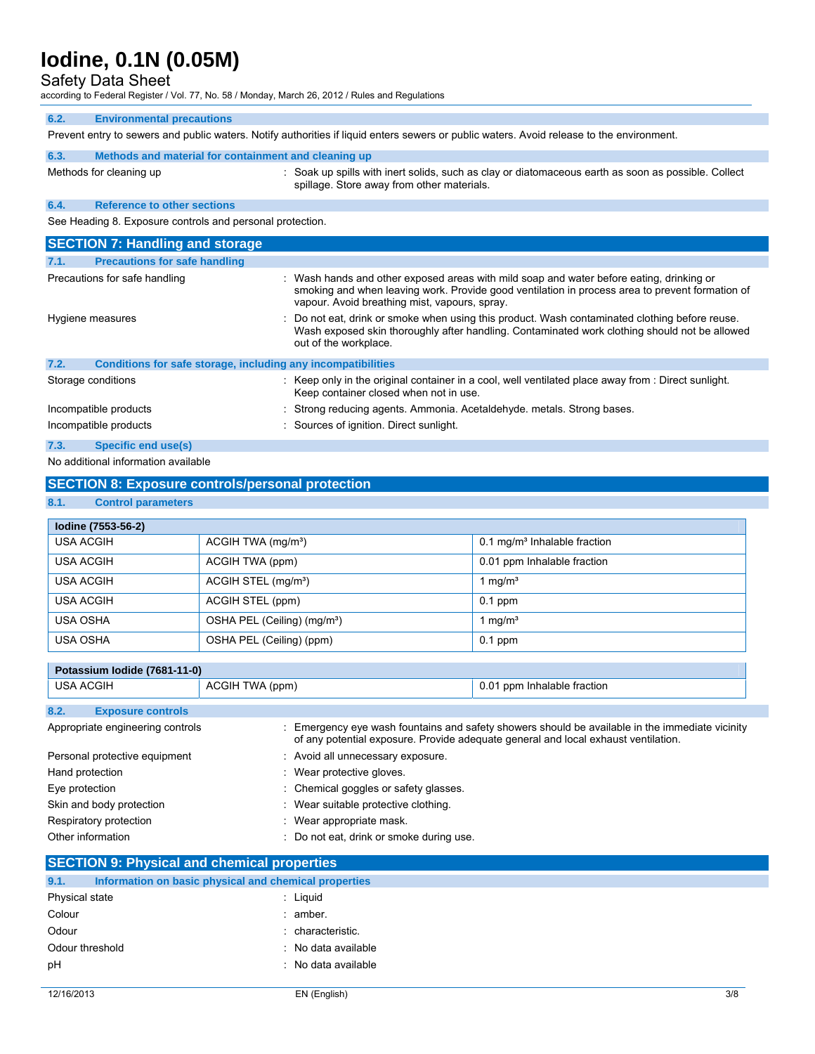### 6.2. Environmental precautions

Prevent entry to sewers and public waters. Notify authorities if liquid enters sewers or public waters. Avoid release to the environment.

### 6.3. Methods and material for containment and cleaning up

Methods for cleaning up : Soak up spills with inert solids, such as clay or diatomaceous earth as soon as possible. Collect spillage. Store away from other materials.

### 6.4. Reference to other sections

See Heading 8. Exposure controls and personal protection.

## SECTION 7: Handling and storage

### 7.1. Precautions for safe handling

Precautions for safe handling : Wash hands and other exposed areas with mild soap and water before eating, drinking or smoking and when leaving work. Provide good ventilation in process area to prevent formation of vapour. Avoid breathing mist, vapours, spray.

Hygiene measures : Do not eat, drink or smoke when using this product. Wash contaminated clothing before reuse. Wash exposed skin thoroughly after handling. Contaminated work clothing should not be allowed out of the workplace.

### 7.2. Conditions for safe storage, including any incompatibilities

Storage conditions : Keep only in the original container in a cool, well ventilated place away from : Direct sunlight. Keep container closed when not in use.

Incompatible products : Strong reducing agents. Ammonia. Acetaldehyde. metals. Strong bases.

Incompatible products : Sources of ignition. Direct sunlight.

### 7.3. Specific end use(s)

No additional information available

## SECTION 8: Exposure controls/personal protection

### 8.1. Control parameters

| Iodine (7553-56-2) | | |
|---|---|---|
| USA ACGIH | ACGIH TWA (mg/m³) | 0.1 mg/m³ Inhalable fraction |
| USA ACGIH | ACGIH TWA (ppm) | 0.01 ppm Inhalable fraction |
| USA ACGIH | ACGIH STEL (mg/m³) | 1 mg/m³ |
| USA ACGIH | ACGIH STEL (ppm) | 0.1 ppm |
| USA OSHA | OSHA PEL (Ceiling) (mg/m³) | 1 mg/m³ |
| USA OSHA | OSHA PEL (Ceiling) (ppm) | 0.1 ppm |

| Potassium Iodide (7681-11-0) | | |
|---|---|---|
| USA ACGIH | ACGIH TWA (ppm) | 0.01 ppm Inhalable fraction |

### 8.2. Exposure controls

Appropriate engineering controls : Emergency eye wash fountains and safety showers should be available in the immediate vicinity of any potential exposure. Provide adequate general and local exhaust ventilation.

Personal protective equipment : Avoid all unnecessary exposure.

Hand protection : Wear protective gloves.

Eye protection : Chemical goggles or safety glasses.

Skin and body protection : Wear suitable protective clothing.

Respiratory protection : Wear appropriate mask.

Other information : Do not eat, drink or smoke during use.

## SECTION 9: Physical and chemical properties

### 9.1. Information on basic physical and chemical properties

Physical state : Liquid

Colour : amber.

Odour : characteristic.

Odour threshold : No data available

pH : No data available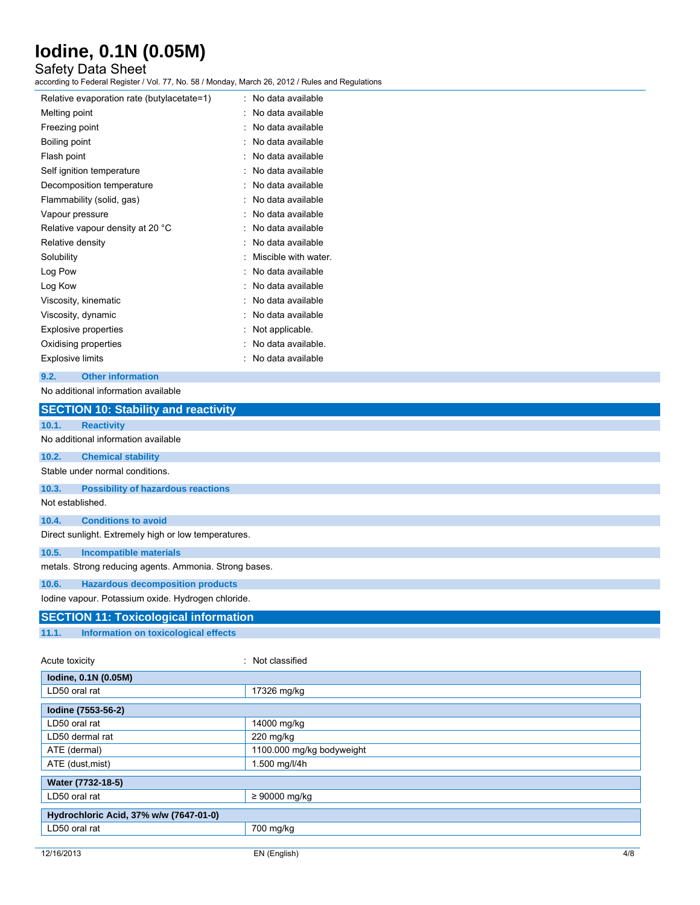| | | |
|---|---|---|
| Relative evaporation rate (butylacetate=1) | : | No data available |
| Melting point | : | No data available |
| Freezing point | : | No data available |
| Boiling point | : | No data available |
| Flash point | : | No data available |
| Self ignition temperature | : | No data available |
| Decomposition temperature | : | No data available |
| Flammability (solid, gas) | : | No data available |
| Vapour pressure | : | No data available |
| Relative vapour density at 20 °C | : | No data available |
| Relative density | : | No data available |
| Solubility | : | Miscible with water. |
| Log Pow | : | No data available |
| Log Kow | : | No data available |
| Viscosity, kinematic | : | No data available |
| Viscosity, dynamic | : | No data available |
| Explosive properties | : | Not applicable. |
| Oxidising properties | : | No data available. |
| Explosive limits | : | No data available |

### 9.2. Other information

No additional information available

## SECTION 10: Stability and reactivity

### 10.1. Reactivity

No additional information available

### 10.2. Chemical stability

Stable under normal conditions.

### 10.3. Possibility of hazardous reactions

Not established.

### 10.4. Conditions to avoid

Direct sunlight. Extremely high or low temperatures.

### 10.5. Incompatible materials

metals. Strong reducing agents. Ammonia. Strong bases.

### 10.6. Hazardous decomposition products

Iodine vapour. Potassium oxide. Hydrogen chloride.

## SECTION 11: Toxicological information

### 11.1. Information on toxicological effects

Acute toxicity : Not classified

| **Iodine, 0.1N (0.05M)** | |
|---|---|
| LD50 oral rat | 17326 mg/kg |

| **Iodine (7553-56-2)** | |
|---|---|
| LD50 oral rat | 14000 mg/kg |
| LD50 dermal rat | 220 mg/kg |
| ATE (dermal) | 1100.000 mg/kg bodyweight |
| ATE (dust,mist) | 1.500 mg/l/4h |

| **Water (7732-18-5)** | |
|---|---|
| LD50 oral rat | ≥ 90000 mg/kg |

| **Hydrochloric Acid, 37% w/w (7647-01-0)** | |
|---|---|
| LD50 oral rat | 700 mg/kg |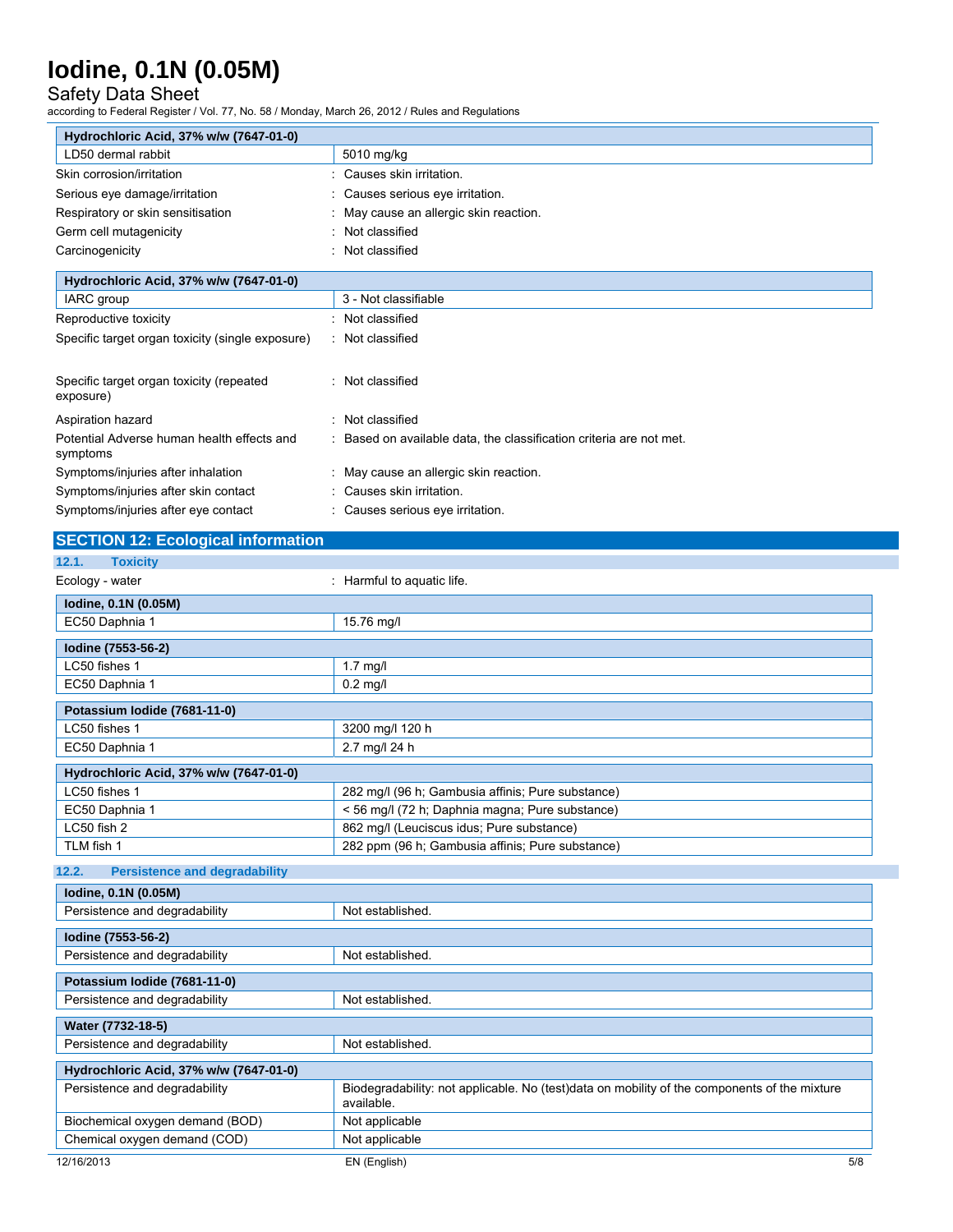| Hydrochloric Acid, 37% w/w (7647-01-0) | |
|---|---|
| LD50 dermal rabbit | 5010 mg/kg |

Skin corrosion/irritation : Causes skin irritation.

Serious eye damage/irritation : Causes serious eye irritation.

Respiratory or skin sensitisation : May cause an allergic skin reaction.

Germ cell mutagenicity : Not classified

Carcinogenicity : Not classified

| Hydrochloric Acid, 37% w/w (7647-01-0) | |
|---|---|
| IARC group | 3 - Not classifiable |

Reproductive toxicity : Not classified

Specific target organ toxicity (single exposure) : Not classified

Specific target organ toxicity (repeated exposure) : Not classified

Aspiration hazard : Not classified

Potential Adverse human health effects and symptoms : Based on available data, the classification criteria are not met.

Symptoms/injuries after inhalation : May cause an allergic skin reaction.

Symptoms/injuries after skin contact : Causes skin irritation.

Symptoms/injuries after eye contact : Causes serious eye irritation.

## SECTION 12: Ecological information

### 12.1. Toxicity

Ecology - water : Harmful to aquatic life.

| Iodine, 0.1N (0.05M) | |
|---|---|
| EC50 Daphnia 1 | 15.76 mg/l |

| Iodine (7553-56-2) | |
|---|---|
| LC50 fishes 1 | 1.7 mg/l |
| EC50 Daphnia 1 | 0.2 mg/l |

| Potassium Iodide (7681-11-0) | |
|---|---|
| LC50 fishes 1 | 3200 mg/l 120 h |
| EC50 Daphnia 1 | 2.7 mg/l 24 h |

| Hydrochloric Acid, 37% w/w (7647-01-0) | |
|---|---|
| LC50 fishes 1 | 282 mg/l (96 h; Gambusia affinis; Pure substance) |
| EC50 Daphnia 1 | < 56 mg/l (72 h; Daphnia magna; Pure substance) |
| LC50 fish 2 | 862 mg/l (Leuciscus idus; Pure substance) |
| TLM fish 1 | 282 ppm (96 h; Gambusia affinis; Pure substance) |

### 12.2. Persistence and degradability

| Iodine, 0.1N (0.05M) | |
|---|---|
| Persistence and degradability | Not established. |

| Iodine (7553-56-2) | |
|---|---|
| Persistence and degradability | Not established. |

| Potassium Iodide (7681-11-0) | |
|---|---|
| Persistence and degradability | Not established. |

| Water (7732-18-5) | |
|---|---|
| Persistence and degradability | Not established. |

| Hydrochloric Acid, 37% w/w (7647-01-0) | |
|---|---|
| Persistence and degradability | Biodegradability: not applicable. No (test)data on mobility of the components of the mixture available. |
| Biochemical oxygen demand (BOD) | Not applicable |
| Chemical oxygen demand (COD) | Not applicable |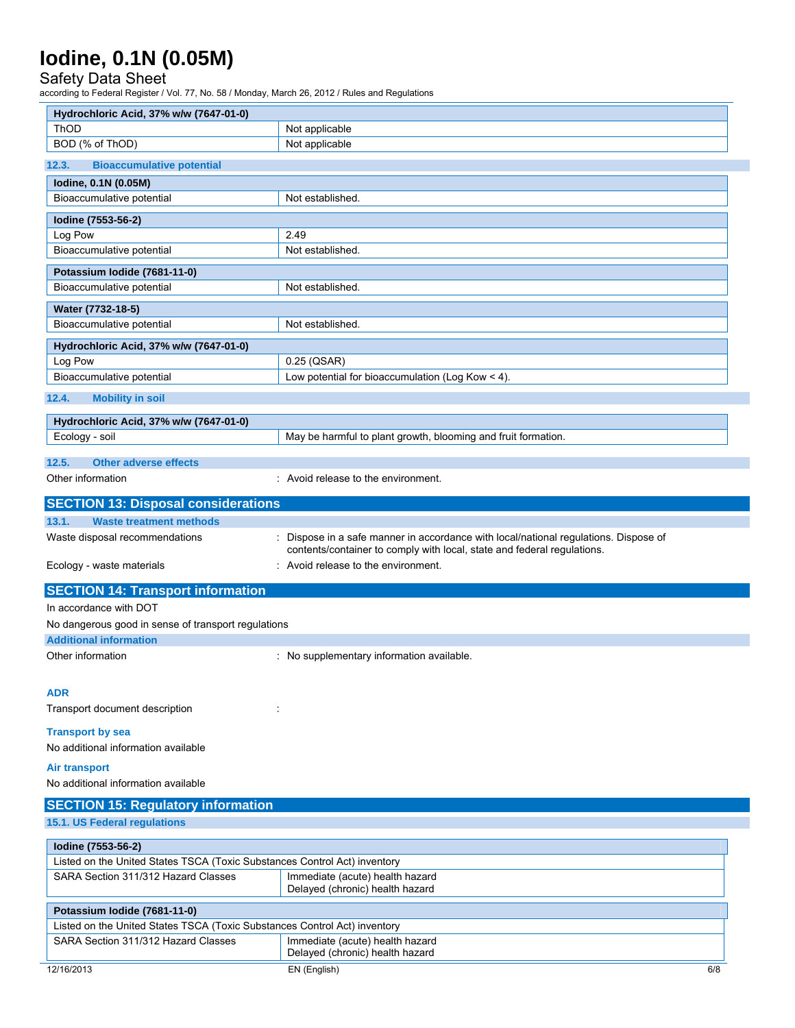| Hydrochloric Acid, 37% w/w (7647-01-0) | |
|---|---|
| ThOD | Not applicable |
| BOD (% of ThOD) | Not applicable |

### 12.3. Bioaccumulative potential

| Iodine, 0.1N (0.05M) | |
|---|---|
| Bioaccumulative potential | Not established. |

| Iodine (7553-56-2) | |
|---|---|
| Log Pow | 2.49 |
| Bioaccumulative potential | Not established. |

| Potassium Iodide (7681-11-0) | |
|---|---|
| Bioaccumulative potential | Not established. |

| Water (7732-18-5) | |
|---|---|
| Bioaccumulative potential | Not established. |

| Hydrochloric Acid, 37% w/w (7647-01-0) | |
|---|---|
| Log Pow | 0.25 (QSAR) |
| Bioaccumulative potential | Low potential for bioaccumulation (Log Kow < 4). |

### 12.4. Mobility in soil

| Hydrochloric Acid, 37% w/w (7647-01-0) | |
|---|---|
| Ecology - soil | May be harmful to plant growth, blooming and fruit formation. |

### 12.5. Other adverse effects

Other information : Avoid release to the environment.

## SECTION 13: Disposal considerations

### 13.1. Waste treatment methods

Waste disposal recommendations : Dispose in a safe manner in accordance with local/national regulations. Dispose of contents/container to comply with local, state and federal regulations.

Ecology - waste materials : Avoid release to the environment.

## SECTION 14: Transport information

In accordance with DOT

No dangerous good in sense of transport regulations

### Additional information

Other information : No supplementary information available.

**ADR**

Transport document description :

**Transport by sea**

No additional information available

**Air transport**

No additional information available

## SECTION 15: Regulatory information

### 15.1. US Federal regulations

| Iodine (7553-56-2) | |
|---|---|
| Listed on the United States TSCA (Toxic Substances Control Act) inventory | |
| SARA Section 311/312 Hazard Classes | Immediate (acute) health hazard<br>Delayed (chronic) health hazard |

| Potassium Iodide (7681-11-0) | |
|---|---|
| Listed on the United States TSCA (Toxic Substances Control Act) inventory | |
| SARA Section 311/312 Hazard Classes | Immediate (acute) health hazard<br>Delayed (chronic) health hazard |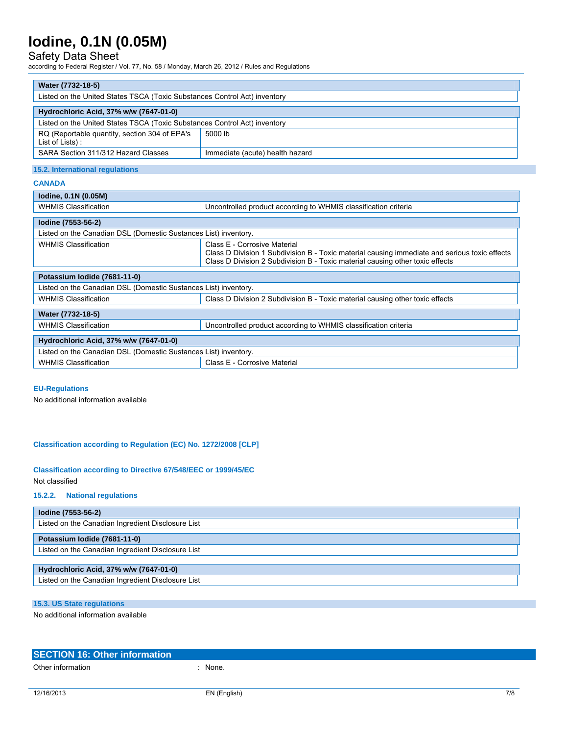| Water (7732-18-5) | |
| --- | --- |
| Listed on the United States TSCA (Toxic Substances Control Act) inventory | |

| Hydrochloric Acid, 37% w/w (7647-01-0) | |
| --- | --- |
| Listed on the United States TSCA (Toxic Substances Control Act) inventory | |
| RQ (Reportable quantity, section 304 of EPA's List of Lists) : | 5000 lb |
| SARA Section 311/312 Hazard Classes | Immediate (acute) health hazard |

### 15.2. International regulations

**CANADA**

| Iodine, 0.1N (0.05M) | |
| --- | --- |
| WHMIS Classification | Uncontrolled product according to WHMIS classification criteria |

| Iodine (7553-56-2) | |
| --- | --- |
| Listed on the Canadian DSL (Domestic Substances List) inventory. | |
| WHMIS Classification | Class E - Corrosive Material<br>Class D Division 1 Subdivision B - Toxic material causing immediate and serious toxic effects<br>Class D Division 2 Subdivision B - Toxic material causing other toxic effects |

| Potassium Iodide (7681-11-0) | |
| --- | --- |
| Listed on the Canadian DSL (Domestic Substances List) inventory. | |
| WHMIS Classification | Class D Division 2 Subdivision B - Toxic material causing other toxic effects |

| Water (7732-18-5) | |
| --- | --- |
| WHMIS Classification | Uncontrolled product according to WHMIS classification criteria |

| Hydrochloric Acid, 37% w/w (7647-01-0) | |
| --- | --- |
| Listed on the Canadian DSL (Domestic Substances List) inventory. | |
| WHMIS Classification | Class E - Corrosive Material |

**EU-Regulations**

No additional information available

**Classification according to Regulation (EC) No. 1272/2008 [CLP]**

**Classification according to Directive 67/548/EEC or 1999/45/EC**

Not classified

#### 15.2.2. National regulations

| Iodine (7553-56-2) |
| --- |
| Listed on the Canadian Ingredient Disclosure List |

| Potassium Iodide (7681-11-0) |
| --- |
| Listed on the Canadian Ingredient Disclosure List |

| Hydrochloric Acid, 37% w/w (7647-01-0) |
| --- |
| Listed on the Canadian Ingredient Disclosure List |

### 15.3. US State regulations

No additional information available

## SECTION 16: Other information

Other information : None.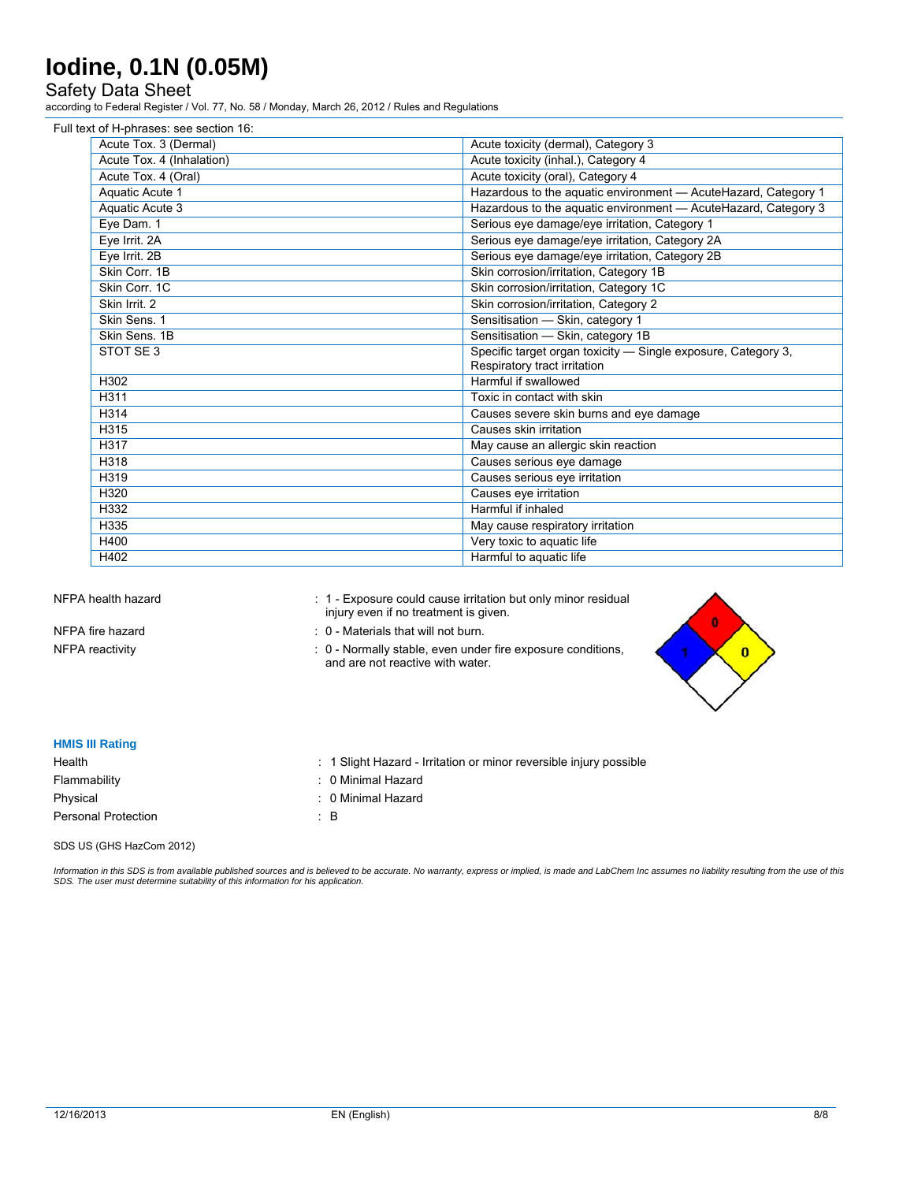Full text of H-phrases: see section 16:

| | |
|---|---|
| Acute Tox. 3 (Dermal) | Acute toxicity (dermal), Category 3 |
| Acute Tox. 4 (Inhalation) | Acute toxicity (inhal.), Category 4 |
| Acute Tox. 4 (Oral) | Acute toxicity (oral), Category 4 |
| Aquatic Acute 1 | Hazardous to the aquatic environment — AcuteHazard, Category 1 |
| Aquatic Acute 3 | Hazardous to the aquatic environment — AcuteHazard, Category 3 |
| Eye Dam. 1 | Serious eye damage/eye irritation, Category 1 |
| Eye Irrit. 2A | Serious eye damage/eye irritation, Category 2A |
| Eye Irrit. 2B | Serious eye damage/eye irritation, Category 2B |
| Skin Corr. 1B | Skin corrosion/irritation, Category 1B |
| Skin Corr. 1C | Skin corrosion/irritation, Category 1C |
| Skin Irrit. 2 | Skin corrosion/irritation, Category 2 |
| Skin Sens. 1 | Sensitisation — Skin, category 1 |
| Skin Sens. 1B | Sensitisation — Skin, category 1B |
| STOT SE 3 | Specific target organ toxicity — Single exposure, Category 3, Respiratory tract irritation |
| H302 | Harmful if swallowed |
| H311 | Toxic in contact with skin |
| H314 | Causes severe skin burns and eye damage |
| H315 | Causes skin irritation |
| H317 | May cause an allergic skin reaction |
| H318 | Causes serious eye damage |
| H319 | Causes serious eye irritation |
| H320 | Causes eye irritation |
| H332 | Harmful if inhaled |
| H335 | May cause respiratory irritation |
| H400 | Very toxic to aquatic life |
| H402 | Harmful to aquatic life |

NFPA health hazard : 1 - Exposure could cause irritation but only minor residual injury even if no treatment is given.

NFPA fire hazard : 0 - Materials that will not burn.

NFPA reactivity : 0 - Normally stable, even under fire exposure conditions, and are not reactive with water.

0
1
0

### HMIS III Rating

Health : 1 Slight Hazard - Irritation or minor reversible injury possible

Flammability : 0 Minimal Hazard

Physical : 0 Minimal Hazard

Personal Protection : B

SDS US (GHS HazCom 2012)

*Information in this SDS is from available published sources and is believed to be accurate. No warranty, express or implied, is made and LabChem Inc assumes no liability resulting from the use of this SDS. The user must determine suitability of this information for his application.*